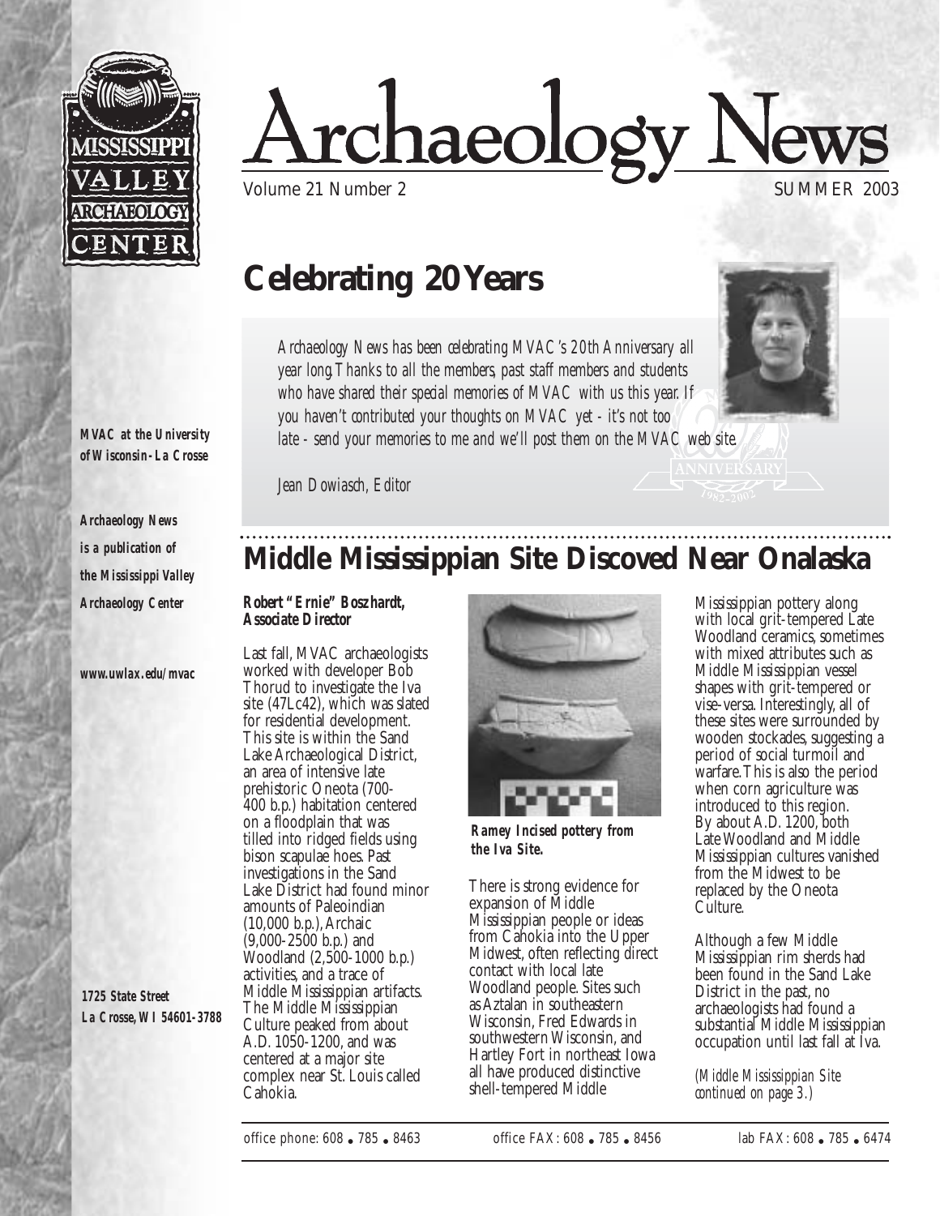# Archaeology News

Volume 21 Number 2 SUMMER 2003

**MVAC at the University of Wisconsin-La Crosse**

**Archaeology News is a publication of the Mississippi Valley Archaeology Center**

**www.uwlax.edu/mvac**

**1725 State Street La Crosse, WI 54601-3788**

## Celebrating 20 Years

*Archaeology News has been celebrating MVAC's 20th Anniversary all year long. Thanks to all the members, past staff members and students who have shared their special memories of MVAC with us this year. If you haven't contributed your thoughts on MVAC yet - it's not too late - send your memories to me and we'll post them on the MVAC web site.*

*Jean Dowiasch, Editor*

## Middle Mississippian Site Discoved Near Onalaska

**Robert "Ernie" Boszhardt, Associate Director**

Last fall, MVAC archaeologists worked with developer Bob Thorud to investigate the Iva site (47Lc42), which was slated for residential development. This site is within the Sand Lake Archaeological District, an area of intensive late prehistoric Oneota (700-400 b.p.) habitation centered on a floodplain that was tilled into ridged fields using bison scapulae hoes. Past investigations in the Sand Lake District had found minor amounts of Paleoindian (10,000 b.p.), Archaic (9,000-2500 b.p.) and Woodland (2,500-1000 b.p.) activities, and a trace of Middle Mississippian artifacts. The Middle Mississippian Culture peaked from about A.D. 1050-1200, and was centered at a major site complex near St. Louis called Cahokia.

**Ramey Incised pottery from the Iva Site.**

There is strong evidence for expansion of Middle Mississippian people or ideas from Cahokia into the Upper Midwest, often reflecting direct contact with local late Woodland people. Sites such as Aztalan in southeastern Wisconsin, Fred Edwards in southwestern Wisconsin, and Hartley Fort in northeast Iowa all have produced distinctive shell-tempered Middle Mississippian pottery along with local grit-tempered Late Woodland ceramics, sometimes with mixed attributes such as Middle Mississippian vessel shapes with grit-tempered or vise-versa. Interestingly, all of these sites were surrounded by wooden stockades, suggesting a period of social turmoil and warfare. This is also the period when corn agriculture was introduced to this region. By about A.D. 1200, both Late Woodland and Middle Mississippian cultures vanished from the Midwest to be replaced by the Oneota Culture.

Although a few Middle Mississippian rim sherds had been found in the Sand Lake District in the past, no archaeologists had found a substantial Middle Mississippian occupation until last fall at Iva.

*(Middle Mississippian Site continued on page 3.)*

office phone: 608 • 785 • 8463    office FAX: 608 • 785 • 8456    lab FAX: 608 • 785 • 6474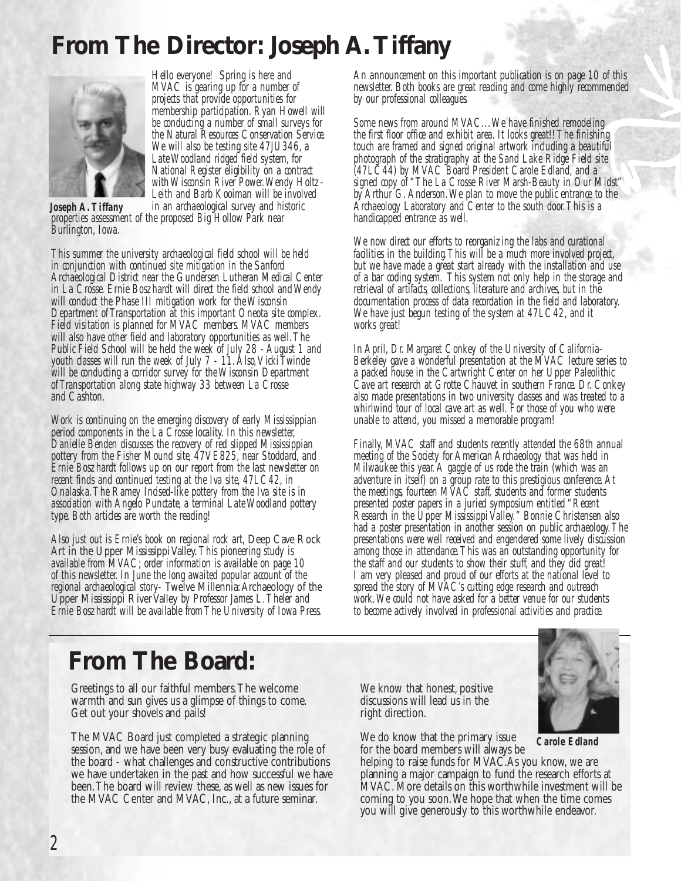# From The Director: Joseph A. Tiffany

**Joseph A. Tiffany**

Hello everyone! Spring is here and MVAC is gearing up for a number of projects that provide opportunities for membership participation. Ryan Howell will be conducting a number of small surveys for the Natural Resources Conservation Service. We will also be testing site 47JU346, a Late Woodland ridged field system, for National Register eligibility on a contract with Wisconsin River Power. Wendy Holtz-Leith and Barb Kooiman will be involved in an archaeological survey and historic properties assessment of the proposed Big Hollow Park near Burlington, Iowa.

This summer the university archaeological field school will be held in conjunction with continued site mitigation in the Sanford Archaeological District near the Gundersen Lutheran Medical Center in La Crosse. Ernie Boszhardt will direct the field school and Wendy will conduct the Phase III mitigation work for the Wisconsin Department of Transportation at this important Oneota site complex. Field visitation is planned for MVAC members. MVAC members will also have other field and laboratory opportunities as well. The Public Field School will be held the week of July 28 - August 1 and youth classes will run the week of July 7 - 11. Also, Vicki Twinde will be conducting a corridor survey for the Wisconsin Department of Transportation along state highway 33 between La Crosse and Cashton.

Work is continuing on the emerging discovery of early Mississippian period components in the La Crosse locality. In this newsletter, Danielle Benden discusses the recovery of red slipped Mississippian pottery from the Fisher Mound site, 47VE825, near Stoddard, and Ernie Boszhardt follows up on our report from the last newsletter on recent finds and continued testing at the Iva site, 47LC42, in Onalaska. The Ramey Incised-like pottery from the Iva site is in association with Angelo Punctate, a terminal Late Woodland pottery type. Both articles are worth the reading!

Also just out is Ernie's book on regional rock art, Deep Cave Rock Art in the Upper Mississippi Valley. This pioneering study is available from MVAC; order information is available on page 10 of this newsletter. In June the long awaited popular account of the regional archaeological story- Twelve Millennia: Archaeology of the Upper Mississippi River Valley by Professor James L. Theler and Ernie Boszhardt will be available from The University of Iowa Press. An announcement on this important publication is on page 10 of this newsletter. Both books are great reading and come highly recommended by our professional colleagues.

Some news from around MVAC…We have finished remodeling the first floor office and exhibit area. It looks great!! The finishing touch are framed and signed original artwork including a beautiful photograph of the stratigraphy at the Sand Lake Ridge Field site (47LC44) by MVAC Board President Carole Edland, and a signed copy of "The La Crosse River Marsh-Beauty in Our Midst" by Arthur G. Anderson. We plan to move the public entrance to the Archaeology Laboratory and Center to the south door. This is a handicapped entrance as well.

We now direct our efforts to reorganizing the labs and curational facilities in the building. This will be a much more involved project, but we have made a great start already with the installation and use of a bar coding system. This system not only help in the storage and retrieval of artifacts, collections, literature and archives, but in the documentation process of data recordation in the field and laboratory. We have just begun testing of the system at 47LC42, and it works great!

In April, Dr. Margaret Conkey of the University of California-Berkeley gave a wonderful presentation at the MVAC lecture series to a packed house in the Cartwright Center on her Upper Paleolithic Cave art research at Grotte Chauvet in southern France. Dr. Conkey also made presentations in two university classes and was treated to a whirlwind tour of local cave art as well. For those of you who were unable to attend, you missed a memorable program!

Finally, MVAC staff and students recently attended the 68th annual meeting of the Society for American Archaeology that was held in Milwaukee this year. A gaggle of us rode the train (which was an adventure in itself) on a group rate to this prestigious conference. At the meetings, fourteen MVAC staff, students and former students presented poster papers in a juried symposium entitled "Recent Research in the Upper Mississippi Valley." Bonnie Christensen also had a poster presentation in another session on public archaeology. The presentations were well received and engendered some lively discussion among those in attendance. This was an outstanding opportunity for the staff and our students to show their stuff, and they did great! I am very pleased and proud of our efforts at the national level to spread the story of MVAC's cutting edge research and outreach work. We could not have asked for a better venue for our students to become actively involved in professional activities and practice.

# From The Board:

Greetings to all our faithful members. The welcome warmth and sun gives us a glimpse of things to come. Get out your shovels and pails!

The MVAC Board just completed a strategic planning session, and we have been very busy evaluating the role of the board - what challenges and constructive contributions we have undertaken in the past and how successful we have been. The board will review these, as well as new issues for the MVAC Center and MVAC, Inc., at a future seminar. We know that honest, positive discussions will lead us in the right direction.

We do know that the primary issue for the board members will always be helping to raise funds for MVAC. As you know, we are planning a major campaign to fund the research efforts at MVAC. More details on this worthwhile investment will be coming to you soon. We hope that when the time comes you will give generously to this worthwhile endeavor.

**Carole Edland**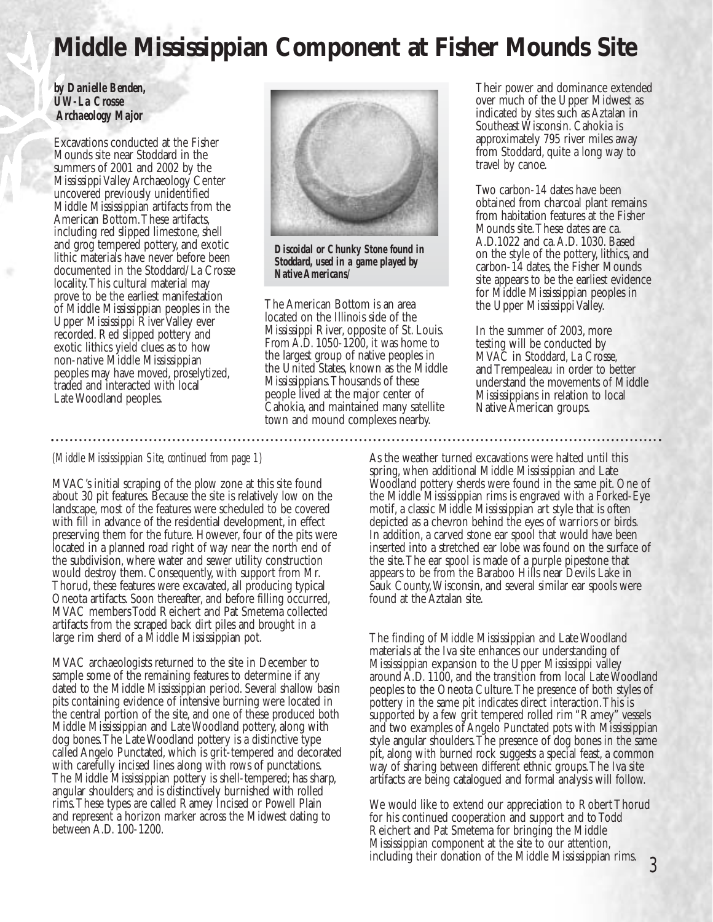# Middle Mississippian Component at Fisher Mounds Site

***by Danielle Benden, UW-La Crosse Archaeology Major***

Excavations conducted at the Fisher Mounds site near Stoddard in the summers of 2001 and 2002 by the Mississippi Valley Archaeology Center uncovered previously unidentified Middle Mississippian artifacts from the American Bottom. These artifacts, including red slipped limestone, shell and grog tempered pottery, and exotic lithic materials have never before been documented in the Stoddard/La Crosse locality. This cultural material may prove to be the earliest manifestation of Middle Mississippian peoples in the Upper Mississippi River Valley ever recorded. Red slipped pottery and exotic lithics yield clues as to how non-native Middle Mississippian peoples may have moved, proselytized, traded and interacted with local Late Woodland peoples.

**Discoidal or Chunky Stone found in Stoddard, used in a game played by Native Americans/**

The American Bottom is an area located on the Illinois side of the Mississippi River, opposite of St. Louis. From A.D. 1050-1200, it was home to the largest group of native peoples in the United States, known as the Middle Mississippians. Thousands of these people lived at the major center of Cahokia, and maintained many satellite town and mound complexes nearby.

Their power and dominance extended over much of the Upper Midwest as indicated by sites such as Aztalan in Southeast Wisconsin. Cahokia is approximately 795 river miles away from Stoddard, quite a long way to travel by canoe.

Two carbon-14 dates have been obtained from charcoal plant remains from habitation features at the Fisher Mounds site. These dates are ca. A.D.1022 and ca. A.D. 1030. Based on the style of the pottery, lithics, and carbon-14 dates, the Fisher Mounds site appears to be the earliest evidence for Middle Mississippian peoples in the Upper Mississippi Valley.

In the summer of 2003, more testing will be conducted by MVAC in Stoddard, La Crosse, and Trempealeau in order to better understand the movements of Middle Mississippians in relation to local Native American groups.

---

*(Middle Mississippian Site, continued from page 1)*

MVAC's initial scraping of the plow zone at this site found about 30 pit features. Because the site is relatively low on the landscape, most of the features were scheduled to be covered with fill in advance of the residential development, in effect preserving them for the future. However, four of the pits were located in a planned road right of way near the north end of the subdivision, where water and sewer utility construction would destroy them. Consequently, with support from Mr. Thorud, these features were excavated, all producing typical Oneota artifacts. Soon thereafter, and before filling occurred, MVAC members Todd Reichert and Pat Smetema collected artifacts from the scraped back dirt piles and brought in a large rim sherd of a Middle Mississippian pot.

MVAC archaeologists returned to the site in December to sample some of the remaining features to determine if any dated to the Middle Mississippian period. Several shallow basin pits containing evidence of intensive burning were located in the central portion of the site, and one of these produced both Middle Mississippian and Late Woodland pottery, along with dog bones. The Late Woodland pottery is a distinctive type called Angelo Punctated, which is grit-tempered and decorated with carefully incised lines along with rows of punctations. The Middle Mississippian pottery is shell-tempered; has sharp, angular shoulders; and is distinctively burnished with rolled rims. These types are called Ramey Incised or Powell Plain and represent a horizon marker across the Midwest dating to between A.D. 100-1200.

As the weather turned excavations were halted until this spring, when additional Middle Mississippian and Late Woodland pottery sherds were found in the same pit. One of the Middle Mississippian rims is engraved with a Forked-Eye motif, a classic Middle Mississippian art style that is often depicted as a chevron behind the eyes of warriors or birds. In addition, a carved stone ear spool that would have been inserted into a stretched ear lobe was found on the surface of the site. The ear spool is made of a purple pipestone that appears to be from the Baraboo Hills near Devils Lake in Sauk County, Wisconsin, and several similar ear spools were found at the Aztalan site.

The finding of Middle Mississippian and Late Woodland materials at the Iva site enhances our understanding of Mississippian expansion to the Upper Mississippi valley around A.D. 1100, and the transition from local Late Woodland peoples to the Oneota Culture. The presence of both styles of pottery in the same pit indicates direct interaction. This is supported by a few grit tempered rolled rim "Ramey" vessels and two examples of Angelo Punctated pots with Mississippian style angular shoulders. The presence of dog bones in the same pit, along with burned rock suggests a special feast, a common way of sharing between different ethnic groups. The Iva site artifacts are being catalogued and formal analysis will follow.

We would like to extend our appreciation to Robert Thorud for his continued cooperation and support and to Todd Reichert and Pat Smetema for bringing the Middle Mississippian component at the site to our attention, including their donation of the Middle Mississippian rims.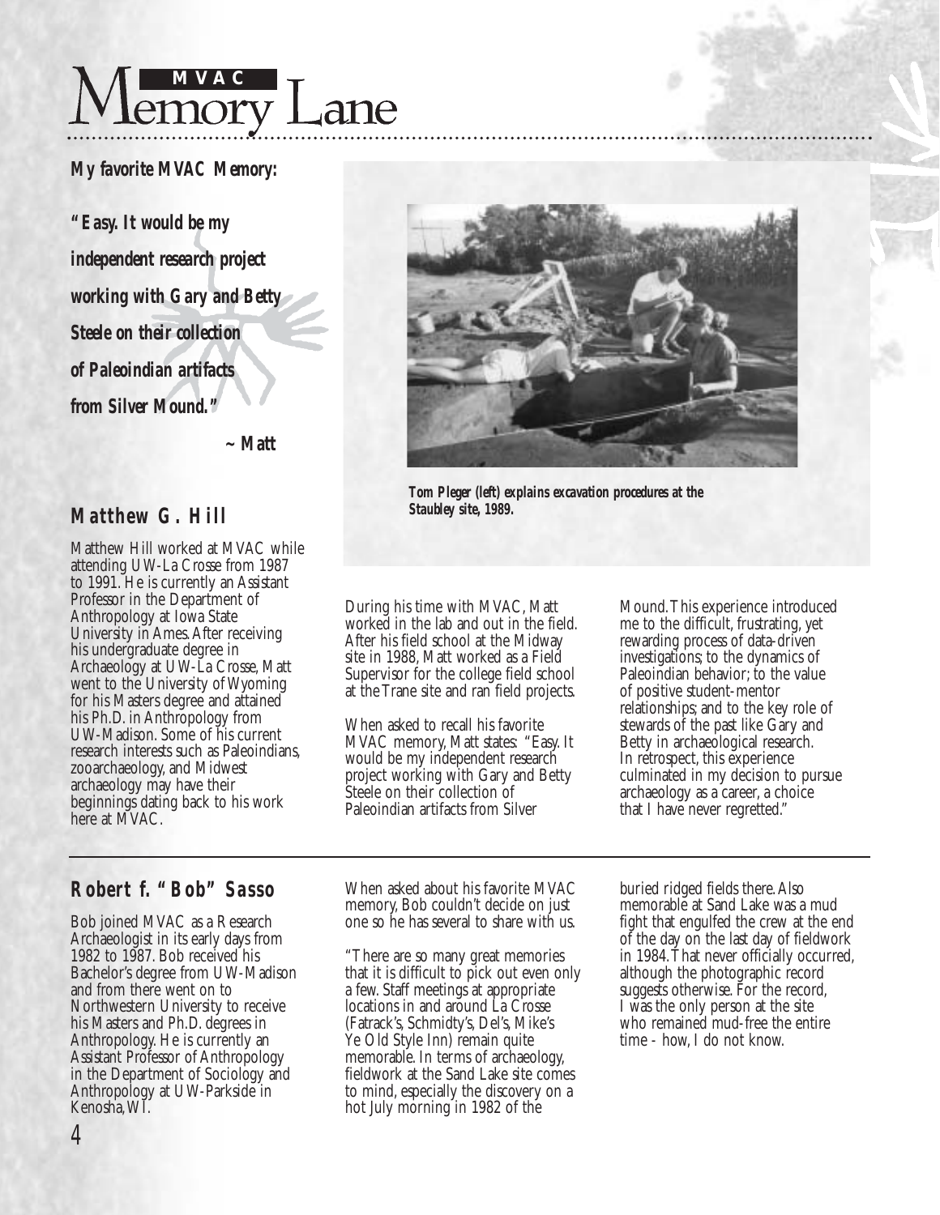# MVAC Memory Lane

***My favorite MVAC Memory:***

***"Easy. It would be my independent research project working with Gary and Betty Steele on their collection of Paleoindian artifacts from Silver Mound."***

***~ Matt***

**Tom Pleger (left) explains excavation procedures at the Staubley site, 1989.**

## Matthew G. Hill

Matthew Hill worked at MVAC while attending UW-La Crosse from 1987 to 1991. He is currently an Assistant Professor in the Department of Anthropology at Iowa State University in Ames. After receiving his undergraduate degree in Archaeology at UW-La Crosse, Matt went to the University of Wyoming for his Masters degree and attained his Ph.D. in Anthropology from UW-Madison. Some of his current research interests such as Paleoindians, zooarchaeology, and Midwest archaeology may have their beginnings dating back to his work here at MVAC.

During his time with MVAC, Matt worked in the lab and out in the field. After his field school at the Midway site in 1988, Matt worked as a Field Supervisor for the college field school at the Trane site and ran field projects.

When asked to recall his favorite MVAC memory, Matt states: "Easy. It would be my independent research project working with Gary and Betty Steele on their collection of Paleoindian artifacts from Silver Mound. This experience introduced me to the difficult, frustrating, yet rewarding process of data-driven investigations; to the dynamics of Paleoindian behavior; to the value of positive student-mentor relationships; and to the key role of stewards of the past like Gary and Betty in archaeological research. In retrospect, this experience culminated in my decision to pursue archaeology as a career, a choice that I have never regretted."

## Robert f. "Bob" Sasso

Bob joined MVAC as a Research Archaeologist in its early days from 1982 to 1987. Bob received his Bachelor's degree from UW-Madison and from there went on to Northwestern University to receive his Masters and Ph.D. degrees in Anthropology. He is currently an Assistant Professor of Anthropology in the Department of Sociology and Anthropology at UW-Parkside in Kenosha, WI.

When asked about his favorite MVAC memory, Bob couldn't decide on just one so he has several to share with us.

"There are so many great memories that it is difficult to pick out even only a few. Staff meetings at appropriate locations in and around La Crosse (Fatrack's, Schmidty's, Del's, Mike's Ye Old Style Inn) remain quite memorable. In terms of archaeology, fieldwork at the Sand Lake site comes to mind, especially the discovery on a hot July morning in 1982 of the buried ridged fields there. Also memorable at Sand Lake was a mud fight that engulfed the crew at the end of the day on the last day of fieldwork in 1984. That never officially occurred, although the photographic record suggests otherwise. For the record, I was the only person at the site who remained mud-free the entire time - how, I do not know.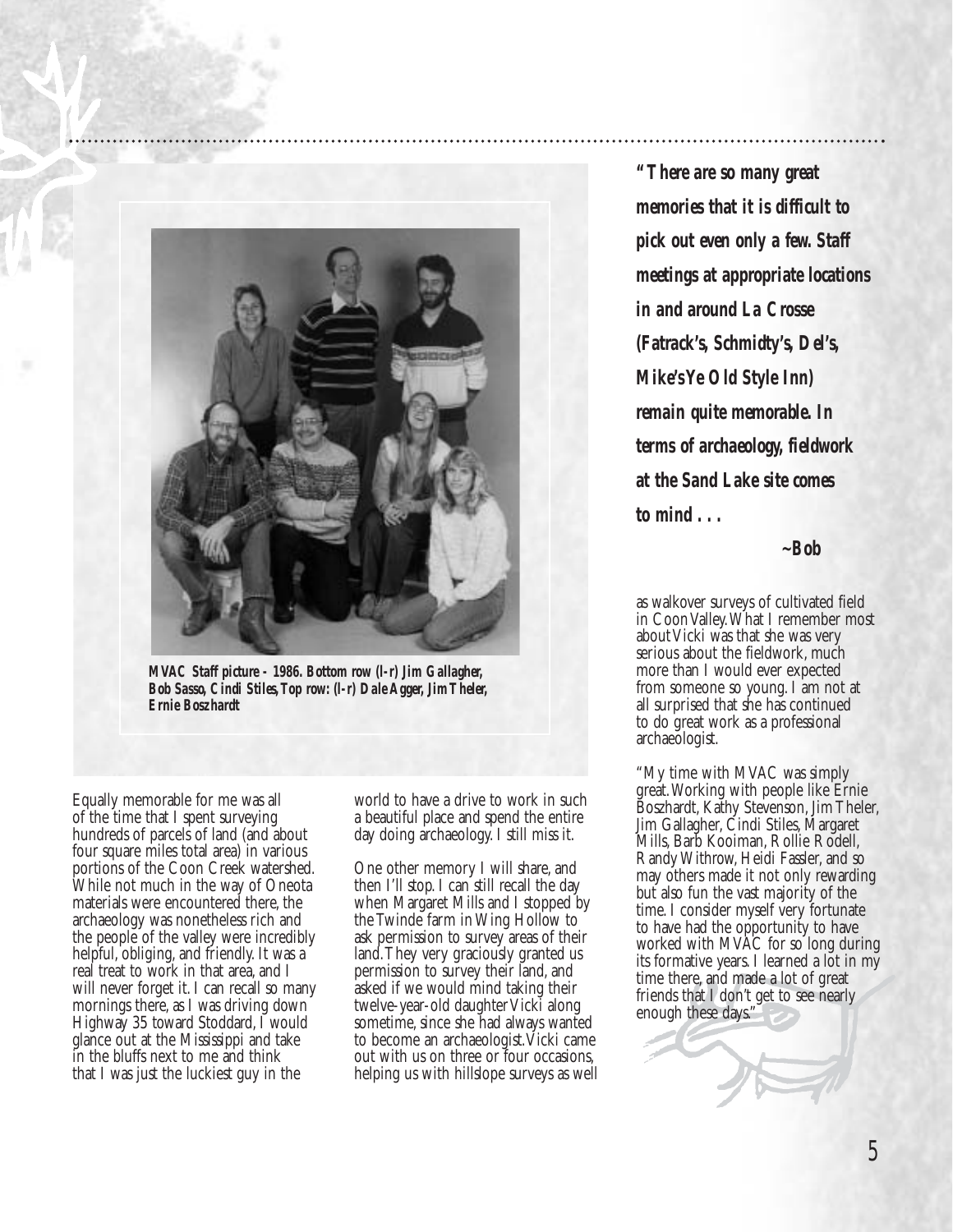*MVAC Staff picture - 1986. Bottom row (l-r) Jim Gallagher, Bob Sasso, Cindi Stiles, Top row: (l-r) Dale Agger, Jim Theler, Ernie Boszhardt*

**"There are so many great memories that it is difficult to pick out even only a few. Staff meetings at appropriate locations in and around La Crosse (Fatrack's, Schmidty's, Del's, Mike's Ye Old Style Inn) remain quite memorable. In terms of archaeology, fieldwork at the Sand Lake site comes to mind . . .**

**~Bob**

Equally memorable for me was all of the time that I spent surveying hundreds of parcels of land (and about four square miles total area) in various portions of the Coon Creek watershed. While not much in the way of Oneota materials were encountered there, the archaeology was nonetheless rich and the people of the valley were incredibly helpful, obliging, and friendly. It was a real treat to work in that area, and I will never forget it. I can recall so many mornings there, as I was driving down Highway 35 toward Stoddard, I would glance out at the Mississippi and take in the bluffs next to me and think that I was just the luckiest guy in the world to have a drive to work in such a beautiful place and spend the entire day doing archaeology. I still miss it.

One other memory I will share, and then I'll stop. I can still recall the day when Margaret Mills and I stopped by the Twinde farm in Wing Hollow to ask permission to survey areas of their land. They very graciously granted us permission to survey their land, and asked if we would mind taking their twelve-year-old daughter Vicki along sometime, since she had always wanted to become an archaeologist. Vicki came out with us on three or four occasions, helping us with hillslope surveys as well as walkover surveys of cultivated field in Coon Valley. What I remember most about Vicki was that she was very serious about the fieldwork, much more than I would ever expected from someone so young. I am not at all surprised that she has continued to do great work as a professional archaeologist.

"My time with MVAC was simply great. Working with people like Ernie Boszhardt, Kathy Stevenson, Jim Theler, Jim Gallagher, Cindi Stiles, Margaret Mills, Barb Kooiman, Rollie Rodell, Randy Withrow, Heidi Fassler, and so may others made it not only rewarding but also fun the vast majority of the time. I consider myself very fortunate to have had the opportunity to have worked with MVAC for so long during its formative years. I learned a lot in my time there, and made a lot of great friends that I don't get to see nearly enough these days."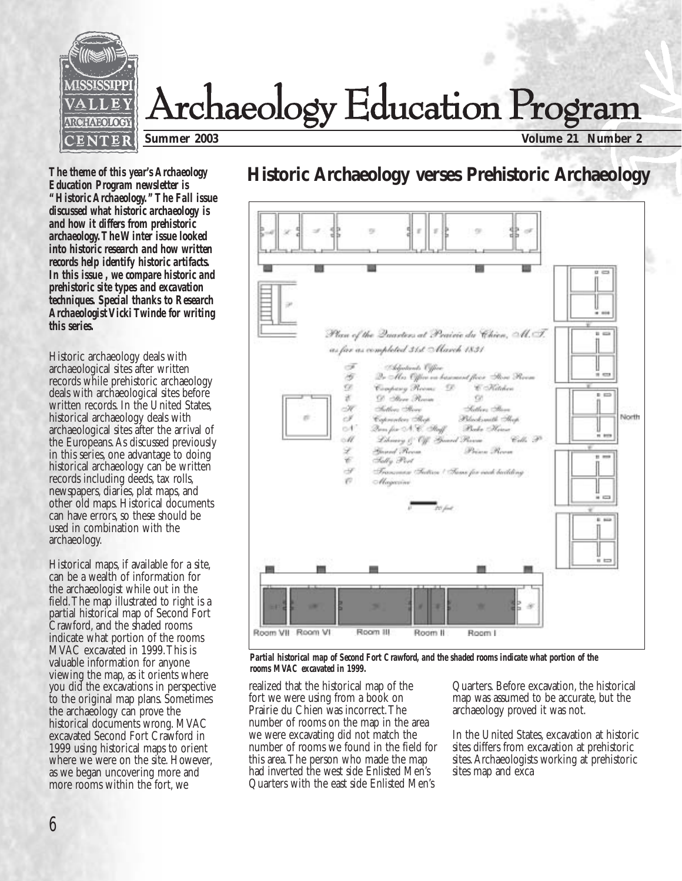# Archaeology Education Program

**Summer 2003** **Volume 21 Number 2**

***The theme of this year's Archaeology Education Program newsletter is "Historic Archaeology." The Fall issue discussed what historic archaeology is and how it differs from prehistoric archaeology. The Winter issue looked into historic research and how written records help identify historic artifacts. In this issue , we compare historic and prehistoric site types and excavation techniques. Special thanks to Research Archaeologist Vicki Twinde for writing this series.***

## Historic Archaeology verses Prehistoric Archaeology

Historic archaeology deals with archaeological sites after written records while prehistoric archaeology deals with archaeological sites before written records. In the United States, historical archaeology deals with archaeological sites after the arrival of the Europeans. As discussed previously in this series, one advantage to doing historical archaeology can be written records including deeds, tax rolls, newspapers, diaries, plat maps, and other old maps. Historical documents can have errors, so these should be used in combination with the archaeology.

Historical maps, if available for a site, can be a wealth of information for the archaeologist while out in the field. The map illustrated to right is a partial historical map of Second Fort Crawford, and the shaded rooms indicate what portion of the rooms MVAC excavated in 1999. This is valuable information for anyone viewing the map, as it orients where you did the excavations in perspective to the original map plans. Sometimes the archaeology can prove the historical documents wrong. MVAC excavated Second Fort Crawford in 1999 using historical maps to orient where we were on the site. However, as we began uncovering more and more rooms within the fort, we realized that the historical map of the fort we were using from a book on Prairie du Chien was incorrect. The number of rooms on the map in the area we were excavating did not match the number of rooms we found in the field for this area. The person who made the map had inverted the west side Enlisted Men's Quarters with the east side Enlisted Men's Quarters. Before excavation, the historical map was assumed to be accurate, but the archaeology proved it was not.

**Partial historical map of Second Fort Crawford, and the shaded rooms indicate what portion of the rooms MVAC excavated in 1999.**

In the United States, excavation at historic sites differs from excavation at prehistoric sites. Archaeologists working at prehistoric sites map and exca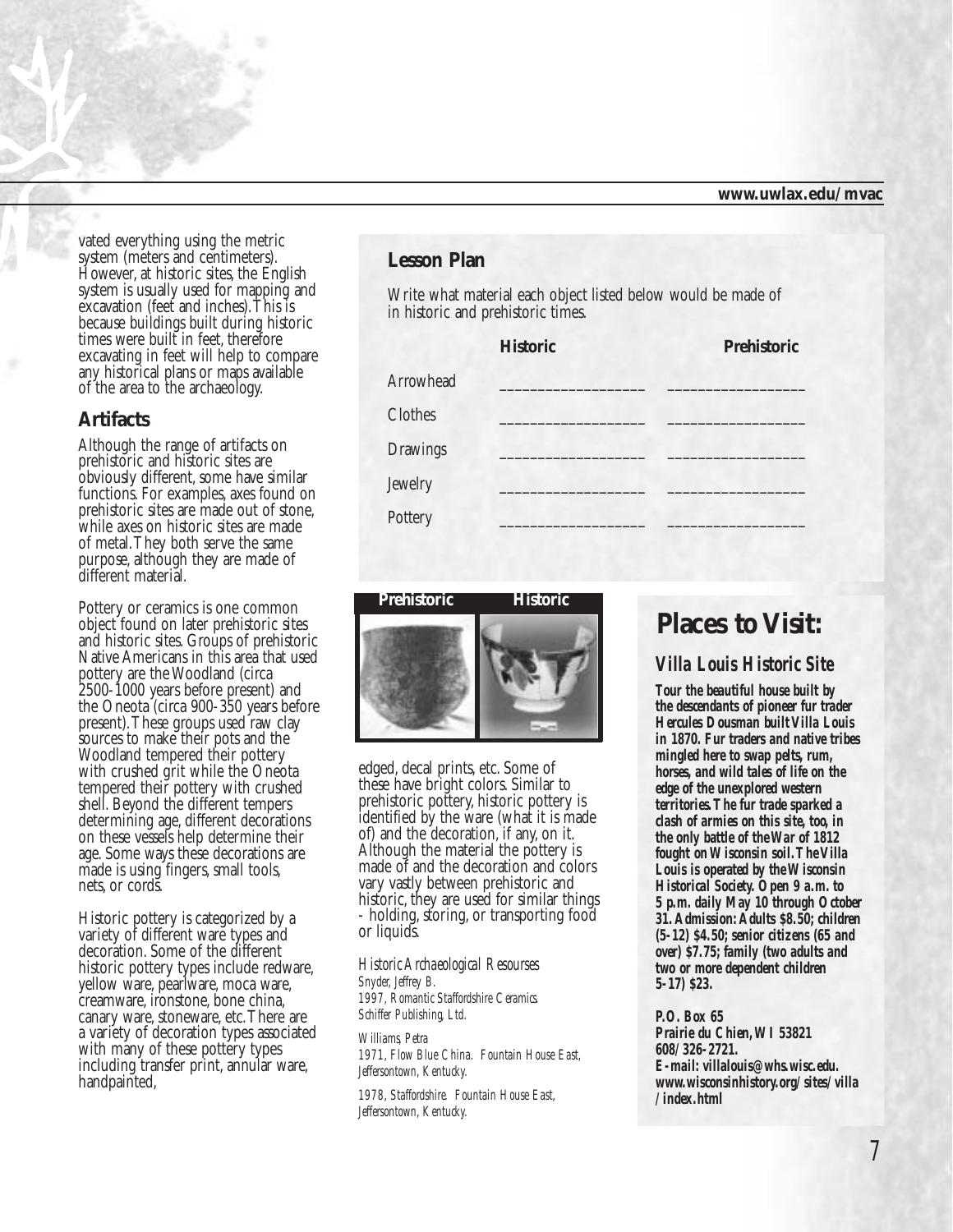vated everything using the metric system (meters and centimeters). However, at historic sites, the English system is usually used for mapping and excavation (feet and inches). This is because buildings built during historic times were built in feet, therefore excavating in feet will help to compare any historical plans or maps available of the area to the archaeology.

## Artifacts

Although the range of artifacts on prehistoric and historic sites are obviously different, some have similar functions. For examples, axes found on prehistoric sites are made out of stone, while axes on historic sites are made of metal. They both serve the same purpose, although they are made of different material.

Pottery or ceramics is one common object found on later prehistoric sites and historic sites. Groups of prehistoric Native Americans in this area that used pottery are the Woodland (circa 2500-1000 years before present) and the Oneota (circa 900-350 years before present). These groups used raw clay sources to make their pots and the Woodland tempered their pottery with crushed grit while the Oneota tempered their pottery with crushed shell. Beyond the different tempers determining age, different decorations on these vessels help determine their age. Some ways these decorations are made is using fingers, small tools, nets, or cords.

Historic pottery is categorized by a variety of different ware types and decoration. Some of the different historic pottery types include redware, yellow ware, pearlware, moca ware, creamware, ironstone, bone china, canary ware, stoneware, etc. There are a variety of decoration types associated with many of these pottery types including transfer print, annular ware, handpainted, edged, decal prints, etc. Some of these have bright colors. Similar to prehistoric pottery, historic pottery is identified by the ware (what it is made of) and the decoration, if any, on it. Although the material the pottery is made of and the decoration and colors vary vastly between prehistoric and historic, they are used for similar things - holding, storing, or transporting food or liquids.

**Prehistoric** **Historic**

*Historic Archaeological Resourses*

*Snyder, Jeffrey B.*
*1997, Romantic Staffordshire Ceramics. Schiffer Publishing, Ltd.*

*Williams, Petra*
*1971, Flow Blue China. Fountain House East, Jeffersontown, Kentucky.*

*1978, Staffordshire. Fountain House East, Jeffersontown, Kentucky.*

## Lesson Plan

Write what material each object listed below would be made of in historic and prehistoric times.

| | Historic | Prehistoric |
|---|---|---|
| Arrowhead | ___________________ | __________________ |
| Clothes | ___________________ | __________________ |
| Drawings | ___________________ | __________________ |
| Jewelry | ___________________ | __________________ |
| Pottery | ___________________ | __________________ |

# Places to Visit:

### Villa Louis Historic Site

***Tour the beautiful house built by the descendants of pioneer fur trader Hercules Dousman built Villa Louis in 1870. Fur traders and native tribes mingled here to swap pelts, rum, horses, and wild tales of life on the edge of the unexplored western territories. The fur trade sparked a clash of armies on this site, too, in the only battle of the War of 1812 fought on Wisconsin soil. The Villa Louis is operated by the Wisconsin Historical Society. Open 9 a.m. to 5 p.m. daily May 10 through October 31. Admission: Adults $8.50; children (5-12) $4.50; senior citizens (65 and over) $7.75; family (two adults and two or more dependent children 5-17) $23.***

**P.O. Box 65**
**Prairie du Chien, WI 53821**
**608/326-2721.**
**E-mail: villalouis@whs.wisc.edu.**
**www.wisconsinhistory.org/sites/villa/index.html**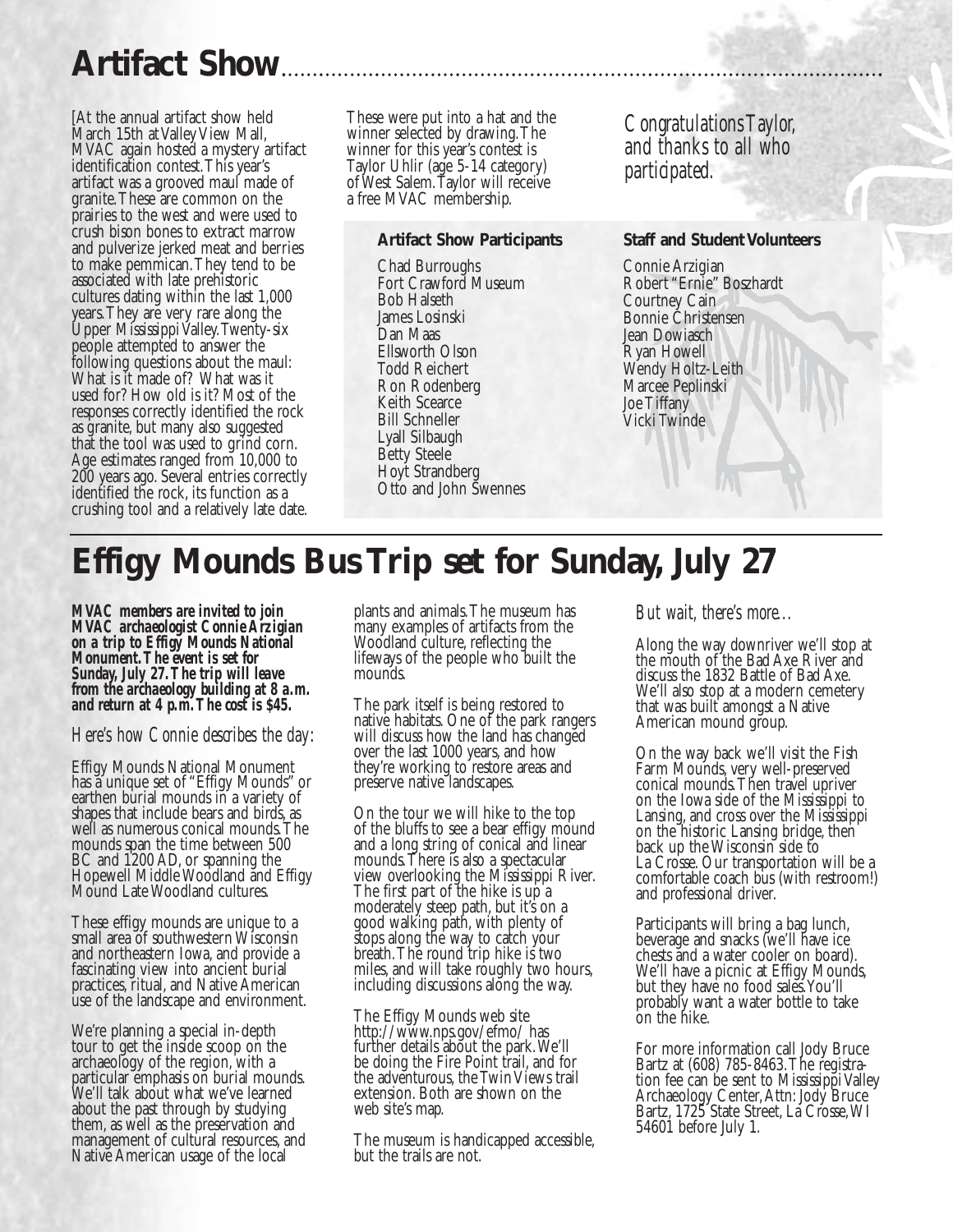# Artifact Show

[At the annual artifact show held March 15th at Valley View Mall, MVAC again hosted a mystery artifact identification contest. This year's artifact was a grooved maul made of granite. These are common on the prairies to the west and were used to crush bison bones to extract marrow and pulverize jerked meat and berries to make pemmican. They tend to be associated with late prehistoric cultures dating within the last 1,000 years. They are very rare along the Upper Mississippi Valley. Twenty-six people attempted to answer the following questions about the maul: What is it made of? What was it used for? How old is it? Most of the responses correctly identified the rock as granite, but many also suggested that the tool was used to grind corn. Age estimates ranged from 10,000 to 200 years ago. Several entries correctly identified the rock, its function as a crushing tool and a relatively late date.

These were put into a hat and the winner selected by drawing. The winner for this year's contest is Taylor Uhlir (age 5-14 category) of West Salem. Taylor will receive a free MVAC membership.

*Congratulations Taylor, and thanks to all who participated.*

### Artifact Show Participants

Chad Burroughs
Fort Crawford Museum
Bob Halseth
James Losinski
Dan Maas
Ellsworth Olson
Todd Reichert
Ron Rodenberg
Keith Scearce
Bill Schneller
Lyall Silbaugh
Betty Steele
Hoyt Strandberg
Otto and John Swennes

### Staff and Student Volunteers

Connie Arzigian
Robert "Ernie" Boszhardt
Courtney Cain
Bonnie Christensen
Jean Dowiasch
Ryan Howell
Wendy Holtz-Leith
Marcee Peplinski
Joe Tiffany
Vicki Twinde

# Effigy Mounds Bus Trip set for Sunday, July 27

***MVAC members are invited to join MVAC archaeologist Connie Arzigian on a trip to Effigy Mounds National Monument. The event is set for Sunday, July 27. The trip will leave from the archaeology building at 8 a.m. and return at 4 p.m. The cost is $45.***

*Here's how Connie describes the day:*

Effigy Mounds National Monument has a unique set of "Effigy Mounds" or earthen burial mounds in a variety of shapes that include bears and birds, as well as numerous conical mounds. The mounds span the time between 500 BC and 1200 AD, or spanning the Hopewell Middle Woodland and Effigy Mound Late Woodland cultures.

These effigy mounds are unique to a small area of southwestern Wisconsin and northeastern Iowa, and provide a fascinating view into ancient burial practices, ritual, and Native American use of the landscape and environment.

We're planning a special in-depth tour to get the inside scoop on the archaeology of the region, with a particular emphasis on burial mounds. We'll talk about what we've learned about the past through by studying them, as well as the preservation and management of cultural resources, and Native American usage of the local plants and animals. The museum has many examples of artifacts from the Woodland culture, reflecting the lifeways of the people who built the mounds.

The park itself is being restored to native habitats. One of the park rangers will discuss how the land has changed over the last 1000 years, and how they're working to restore areas and preserve native landscapes.

On the tour we will hike to the top of the bluffs to see a bear effigy mound and a long string of conical and linear mounds. There is also a spectacular view overlooking the Mississippi River. The first part of the hike is up a moderately steep path, but it's on a good walking path, with plenty of stops along the way to catch your breath. The round trip hike is two miles, and will take roughly two hours, including discussions along the way.

The Effigy Mounds web site http://www.nps.gov/efmo/ has further details about the park. We'll be doing the Fire Point trail, and for the adventurous, the Twin Views trail extension. Both are shown on the web site's map.

The museum is handicapped accessible, but the trails are not.

*But wait, there's more…*

Along the way downriver we'll stop at the mouth of the Bad Axe River and discuss the 1832 Battle of Bad Axe. We'll also stop at a modern cemetery that was built amongst a Native American mound group.

On the way back we'll visit the Fish Farm Mounds, very well-preserved conical mounds. Then travel upriver on the Iowa side of the Mississippi to Lansing, and cross over the Mississippi on the historic Lansing bridge, then back up the Wisconsin side to La Crosse. Our transportation will be a comfortable coach bus (with restroom!) and professional driver.

Participants will bring a bag lunch, beverage and snacks (we'll have ice chests and a water cooler on board). We'll have a picnic at Effigy Mounds, but they have no food sales. You'll probably want a water bottle to take on the hike.

For more information call Jody Bruce Bartz at (608) 785-8463. The registration fee can be sent to Mississippi Valley Archaeology Center, Attn: Jody Bruce Bartz, 1725 State Street, La Crosse, WI 54601 before July 1.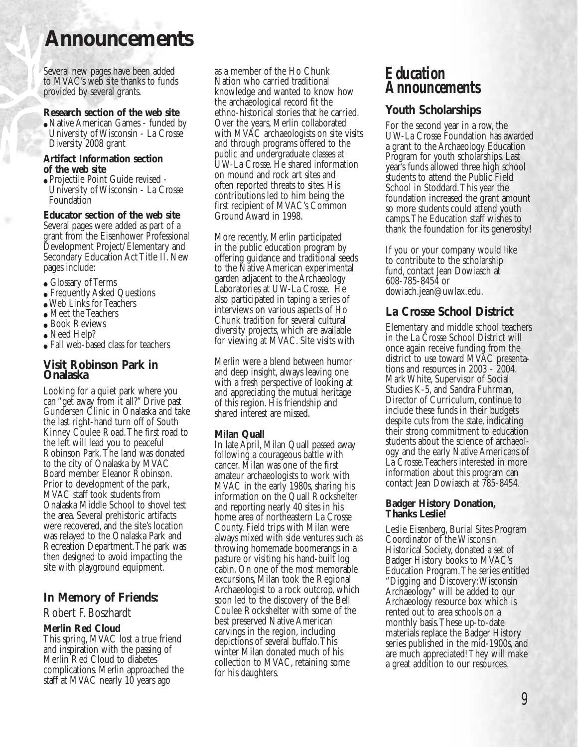# Announcements

Several new pages have been added to MVAC's web site thanks to funds provided by several grants.

**Research section of the web site**

- Native American Games - funded by University of Wisconsin - La Crosse Diversity 2008 grant

**Artifact Information section of the web site**

- Projectile Point Guide revised - University of Wisconsin - La Crosse Foundation

**Educator section of the web site**

Several pages were added as part of a grant from the Eisenhower Professional Development Project/Elementary and Secondary Education Act Title II. New pages include:

- Glossary of Terms
- Frequently Asked Questions
- Web Links for Teachers
- Meet the Teachers
- Book Reviews
- Need Help?
- Fall web-based class for teachers

## Visit Robinson Park in Onalaska

Looking for a quiet park where you can "get away from it all?" Drive past Gundersen Clinic in Onalaska and take the last right-hand turn off of South Kinney Coulee Road. The first road to the left will lead you to peaceful Robinson Park. The land was donated to the city of Onalaska by MVAC Board member Eleanor Robinson. Prior to development of the park, MVAC staff took students from Onalaska Middle School to shovel test the area. Several prehistoric artifacts were recovered, and the site's location was relayed to the Onalaska Park and Recreation Department. The park was then designed to avoid impacting the site with playground equipment.

## In Memory of Friends:

Robert F. Boszhardt

**Merlin Red Cloud**

This spring, MVAC lost a true friend and inspiration with the passing of Merlin Red Cloud to diabetes complications. Merlin approached the staff at MVAC nearly 10 years ago as a member of the Ho Chunk Nation who carried traditional knowledge and wanted to know how the archaeological record fit the ethno-historical stories that he carried. Over the years, Merlin collaborated with MVAC archaeologists on site visits and through programs offered to the public and undergraduate classes at UW-La Crosse. He shared information on mound and rock art sites and often reported threats to sites. His contributions led to him being the first recipient of MVAC's Common Ground Award in 1998.

More recently, Merlin participated in the public education program by offering guidance and traditional seeds to the Native American experimental garden adjacent to the Archaeology Laboratories at UW-La Crosse. He also participated in taping a series of interviews on various aspects of Ho Chunk tradition for several cultural diversity projects, which are available for viewing at MVAC. Site visits with Merlin were a blend between humor and deep insight, always leaving one with a fresh perspective of looking at and appreciating the mutual heritage of this region. His friendship and shared interest are missed.

**Milan Quall**

In late April, Milan Quall passed away following a courageous battle with cancer. Milan was one of the first amateur archaeologists to work with MVAC in the early 1980s, sharing his information on the Quall Rockshelter and reporting nearly 40 sites in his home area of northeastern La Crosse County. Field trips with Milan were always mixed with side ventures such as throwing homemade boomerangs in a pasture or visiting his hand-built log cabin. On one of the most memorable excursions, Milan took the Regional Archaeologist to a rock outcrop, which soon led to the discovery of the Bell Coulee Rockshelter with some of the best preserved Native American carvings in the region, including depictions of several buffalo. This winter Milan donated much of his collection to MVAC, retaining some for his daughters.

# Education Announcements

## Youth Scholarships

For the second year in a row, the UW-La Crosse Foundation has awarded a grant to the Archaeology Education Program for youth scholarships. Last year's funds allowed three high school students to attend the Public Field School in Stoddard. This year the foundation increased the grant amount so more students could attend youth camps. The Education staff wishes to thank the foundation for its generosity!

If you or your company would like to contribute to the scholarship fund, contact Jean Dowiasch at 608-785-8454 or dowiach.jean@uwlax.edu.

## La Crosse School District

Elementary and middle school teachers in the La Crosse School District will once again receive funding from the district to use toward MVAC presentations and resources in 2003 - 2004. Mark White, Supervisor of Social Studies K-5, and Sandra Fuhrman, Director of Curriculum, continue to include these funds in their budgets despite cuts from the state, indicating their strong commitment to education students about the science of archaeology and the early Native Americans of La Crosse. Teachers interested in more information about this program can contact Jean Dowiasch at 785-8454.

**Badger History Donation, Thanks Leslie!**

Leslie Eisenberg, Burial Sites Program Coordinator of the Wisconsin Historical Society, donated a set of Badger History books to MVAC's Education Program. The series entitled "Digging and Discovery: Wisconsin Archaeology" will be added to our Archaeology resource box which is rented out to area schools on a monthly basis. These up-to-date materials replace the Badger History series published in the mid-1900s, and are much appreciated! They will make a great addition to our resources.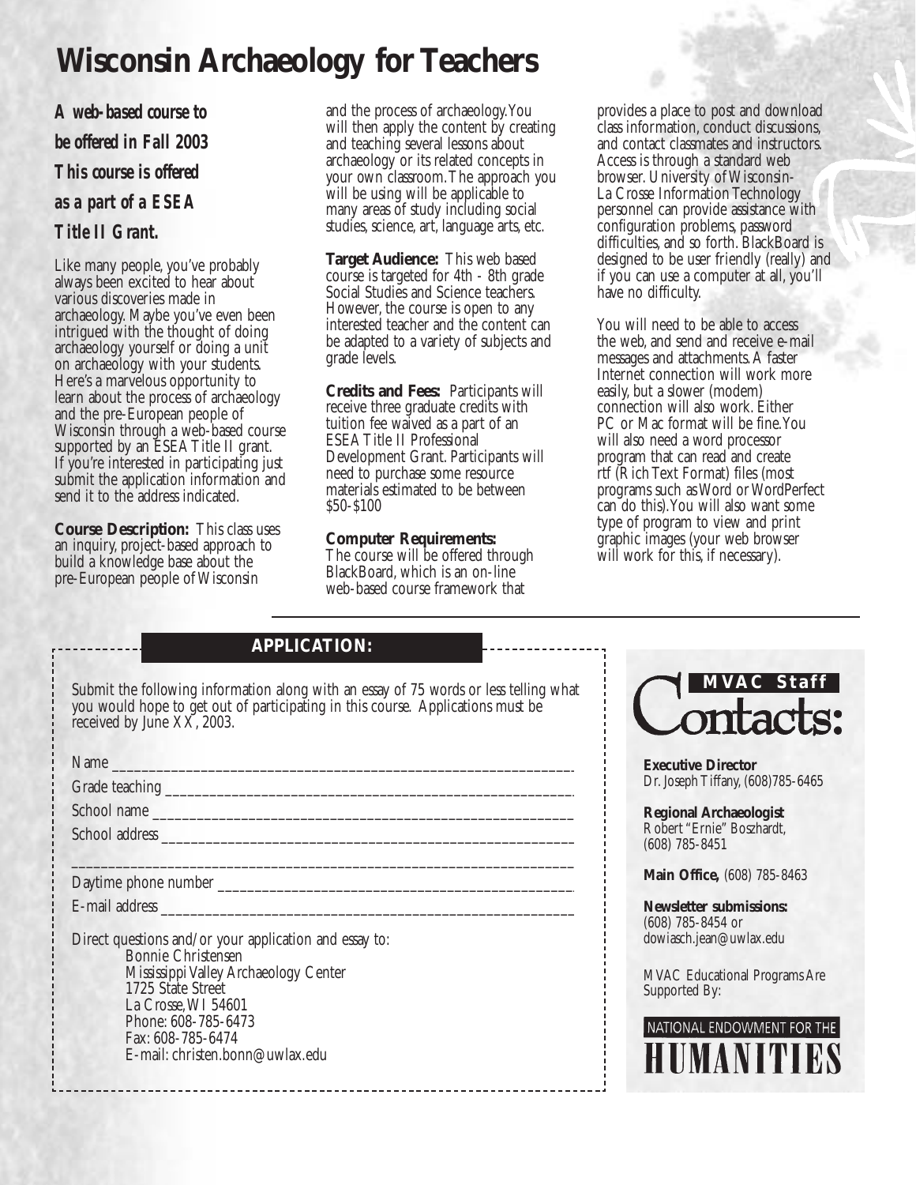# Wisconsin Archaeology for Teachers

***A web-based course to be offered in Fall 2003***

***This course is offered as a part of a ESEA Title II Grant.***

Like many people, you've probably always been excited to hear about various discoveries made in archaeology. Maybe you've even been intrigued with the thought of doing archaeology yourself or doing a unit on archaeology with your students. Here's a marvelous opportunity to learn about the process of archaeology and the pre-European people of Wisconsin through a web-based course supported by an ESEA Title II grant. If you're interested in participating just submit the application information and send it to the address indicated.

**Course Description:** This class uses an inquiry, project-based approach to build a knowledge base about the pre-European people of Wisconsin and the process of archaeology. You will then apply the content by creating and teaching several lessons about archaeology or its related concepts in your own classroom. The approach you will be using will be applicable to many areas of study including social studies, science, art, language arts, etc.

**Target Audience:** This web based course is targeted for 4th - 8th grade Social Studies and Science teachers. However, the course is open to any interested teacher and the content can be adapted to a variety of subjects and grade levels.

**Credits and Fees:** Participants will receive three graduate credits with tuition fee waived as a part of an ESEA Title II Professional Development Grant. Participants will need to purchase some resource materials estimated to be between $50-$100

**Computer Requirements:**
The course will be offered through BlackBoard, which is an on-line web-based course framework that provides a place to post and download class information, conduct discussions, and contact classmates and instructors. Access is through a standard web browser. University of Wisconsin-La Crosse Information Technology personnel can provide assistance with configuration problems, password difficulties, and so forth. BlackBoard is designed to be user friendly (really) and if you can use a computer at all, you'll have no difficulty.

You will need to be able to access the web, and send and receive e-mail messages and attachments. A faster Internet connection will work more easily, but a slower (modem) connection will also work. Either PC or Mac format will be fine. You will also need a word processor program that can read and create rtf (Rich Text Format) files (most programs such as Word or WordPerfect can do this). You will also want some type of program to view and print graphic images (your web browser will work for this, if necessary).

## APPLICATION:

Submit the following information along with an essay of 75 words or less telling what you would hope to get out of participating in this course. Applications must be received by June XX, 2003.

Name ______________________________________________

Grade teaching ______________________________________

School name ________________________________________

School address ______________________________________

___________________________________________________

Daytime phone number ________________________________

E-mail address ______________________________________

Direct questions and/or your application and essay to:

Bonnie Christensen
Mississippi Valley Archaeology Center
1725 State Street
La Crosse, WI 54601
Phone: 608-785-6473
Fax: 608-785-6474
E-mail: christen.bonn@uwlax.edu

## MVAC Staff Contacts:

**Executive Director**
Dr. Joseph Tiffany, (608)785-6465

**Regional Archaeologist**
Robert "Ernie" Boszhardt, (608) 785-8451

**Main Office,** (608) 785-8463

**Newsletter submissions:**
(608) 785-8454 or dowiasch.jean@uwlax.edu

MVAC Educational Programs Are Supported By:

NATIONAL ENDOWMENT FOR THE HUMANITIES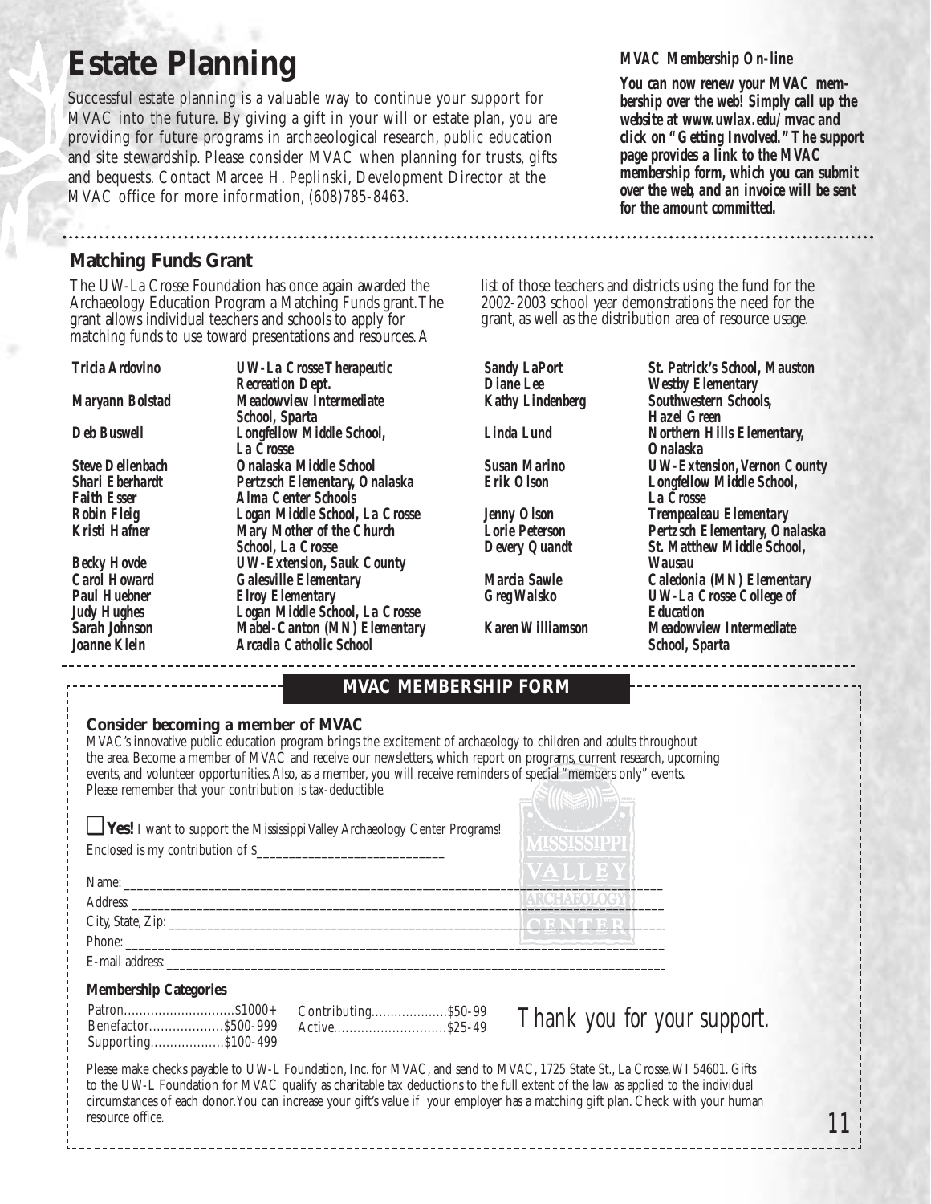# Estate Planning

Successful estate planning is a valuable way to continue your support for MVAC into the future. By giving a gift in your will or estate plan, you are providing for future programs in archaeological research, public education and site stewardship. Please consider MVAC when planning for trusts, gifts and bequests. Contact Marcee H. Peplinski, Development Director at the MVAC office for more information, (608)785-8463.

***MVAC Membership On-line***

***You can now renew your MVAC membership over the web! Simply call up the website at www.uwlax.edu/mvac and click on "Getting Involved." The support page provides a link to the MVAC membership form, which you can submit over the web, and an invoice will be sent for the amount committed.***

## Matching Funds Grant

The UW-La Crosse Foundation has once again awarded the Archaeology Education Program a Matching Funds grant. The grant allows individual teachers and schools to apply for matching funds to use toward presentations and resources. A list of those teachers and districts using the fund for the 2002-2003 school year demonstrations the need for the grant, as well as the distribution area of resource usage.

| | |
|---|---|
| ***Tricia Ardovino*** | ***UW-La Crosse Therapeutic Recreation Dept.*** |
| ***Maryann Bolstad*** | ***Meadowview Intermediate School, Sparta*** |
| ***Deb Buswell*** | ***Longfellow Middle School, La Crosse*** |
| ***Steve Dellenbach*** | ***Onalaska Middle School*** |
| ***Shari Eberhardt*** | ***Pertzsch Elementary, Onalaska*** |
| ***Faith Esser*** | ***Alma Center Schools*** |
| ***Robin Fleig*** | ***Logan Middle School, La Crosse*** |
| ***Kristi Hafner*** | ***Mary Mother of the Church School, La Crosse*** |
| ***Becky Hovde*** | ***UW-Extension, Sauk County*** |
| ***Carol Howard*** | ***Galesville Elementary*** |
| ***Paul Huebner*** | ***Elroy Elementary*** |
| ***Judy Hughes*** | ***Logan Middle School, La Crosse*** |
| ***Sarah Johnson*** | ***Mabel-Canton (MN) Elementary*** |
| ***Joanne Klein*** | ***Arcadia Catholic School*** |
| ***Sandy LaPort*** | ***St. Patrick's School, Mauston*** |
| ***Diane Lee*** | ***Westby Elementary*** |
| ***Kathy Lindenberg*** | ***Southwestern Schools, Hazel Green*** |
| ***Linda Lund*** | ***Northern Hills Elementary, Onalaska*** |
| ***Susan Marino*** | ***UW-Extension, Vernon County*** |
| ***Erik Olson*** | ***Longfellow Middle School, La Crosse*** |
| ***Jenny Olson*** | ***Trempealeau Elementary*** |
| ***Lorie Peterson*** | ***Pertzsch Elementary, Onalaska*** |
| ***Devery Quandt*** | ***St. Matthew Middle School, Wausau*** |
| ***Marcia Sawle*** | ***Caledonia (MN) Elementary*** |
| ***Greg Walsko*** | ***UW-La Crosse College of Education*** |
| ***Karen Williamson*** | ***Meadowview Intermediate School, Sparta*** |

## MVAC MEMBERSHIP FORM

### Consider becoming a member of MVAC

MVAC's innovative public education program brings the excitement of archaeology to children and adults throughout the area. Become a member of MVAC and receive our newsletters, which report on programs, current research, upcoming events, and volunteer opportunities. Also, as a member, you will receive reminders of special "members only" events. Please remember that your contribution is tax-deductible.

☐ **Yes!** I want to support the Mississippi Valley Archaeology Center Programs!

Enclosed is my contribution of $\_\_\_\_\_\_\_\_\_\_\_\_\_\_\_\_\_\_\_\_\_\_\_\_\_\_

Name: \_\_\_\_\_\_\_\_\_\_\_\_\_\_\_\_\_\_\_\_\_\_\_\_\_\_\_\_\_\_\_\_\_\_\_\_\_\_\_\_

Address: \_\_\_\_\_\_\_\_\_\_\_\_\_\_\_\_\_\_\_\_\_\_\_\_\_\_\_\_\_\_\_\_\_\_\_\_\_\_\_\_

City, State, Zip: \_\_\_\_\_\_\_\_\_\_\_\_\_\_\_\_\_\_\_\_\_\_\_\_\_\_\_\_\_\_\_\_\_\_

Phone: \_\_\_\_\_\_\_\_\_\_\_\_\_\_\_\_\_\_\_\_\_\_\_\_\_\_\_\_\_\_\_\_\_\_\_\_\_\_\_\_

E-mail address: \_\_\_\_\_\_\_\_\_\_\_\_\_\_\_\_\_\_\_\_\_\_\_\_\_\_\_\_\_\_\_\_\_\_

### Membership Categories

Patron.............................$1000+
Benefactor...................$500-999
Supporting...................$100-499
Contributing....................$50-99
Active.............................$25-49

*Thank you for your support.*

Please make checks payable to UW-L Foundation, Inc. for MVAC, and send to MVAC, 1725 State St., La Crosse, WI 54601. Gifts to the UW-L Foundation for MVAC qualify as charitable tax deductions to the full extent of the law as applied to the individual circumstances of each donor. You can increase your gift's value if your employer has a matching gift plan. Check with your human resource office.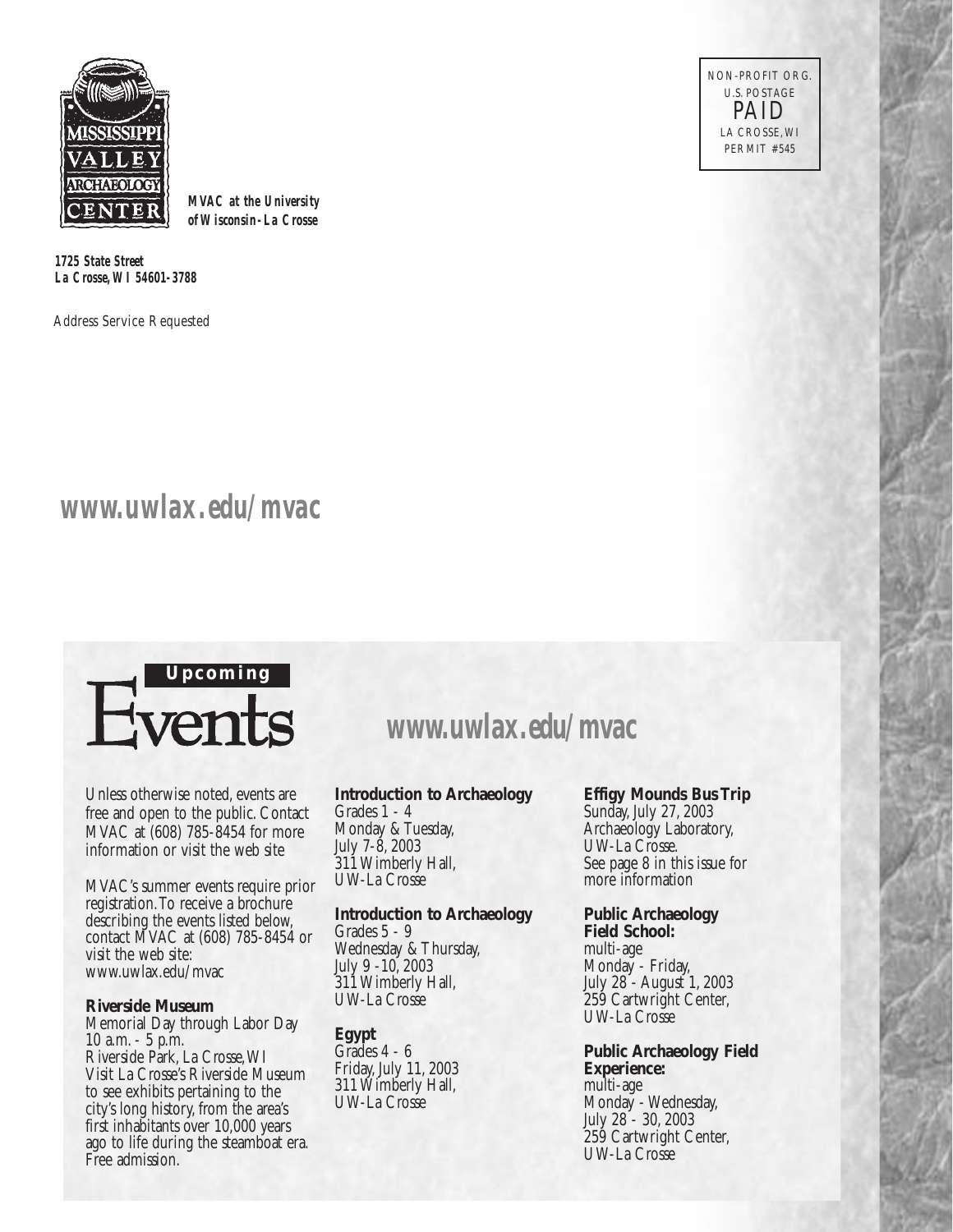MISSISSIPPI VALLEY ARCHAEOLOGY CENTER

**MVAC at the University of Wisconsin-La Crosse**

**1725 State Street**
**La Crosse, WI 54601-3788**

Address Service Requested

NON-PROFIT ORG.
U.S. POSTAGE
PAID
LA CROSSE, WI
PERMIT #545

## www.uwlax.edu/mvac

# Upcoming Events

## www.uwlax.edu/mvac

Unless otherwise noted, events are free and open to the public. Contact MVAC at (608) 785-8454 for more information or visit the web site

MVAC's summer events require prior registration. To receive a brochure describing the events listed below, contact MVAC at (608) 785-8454 or visit the web site: www.uwlax.edu/mvac

**Riverside Museum**
Memorial Day through Labor Day
10 a.m. - 5 p.m.
Riverside Park, La Crosse, WI
Visit La Crosse's Riverside Museum to see exhibits pertaining to the city's long history, from the area's first inhabitants over 10,000 years ago to life during the steamboat era. Free admission.

**Introduction to Archaeology**
Grades 1 - 4
Monday & Tuesday,
July 7-8, 2003
311 Wimberly Hall,
UW-La Crosse

**Introduction to Archaeology**
Grades 5 - 9
Wednesday & Thursday,
July 9 -10, 2003
311 Wimberly Hall,
UW-La Crosse

**Egypt**
Grades 4 - 6
Friday, July 11, 2003
311 Wimberly Hall,
UW-La Crosse

**Effigy Mounds Bus Trip**
Sunday, July 27, 2003
Archaeology Laboratory,
UW-La Crosse.
See page 8 in this issue for more information

**Public Archaeology Field School:**
multi-age
Monday - Friday,
July 28 - August 1, 2003
259 Cartwright Center,
UW-La Crosse

**Public Archaeology Field Experience:**
multi-age
Monday - Wednesday,
July 28 - 30, 2003
259 Cartwright Center,
UW-La Crosse